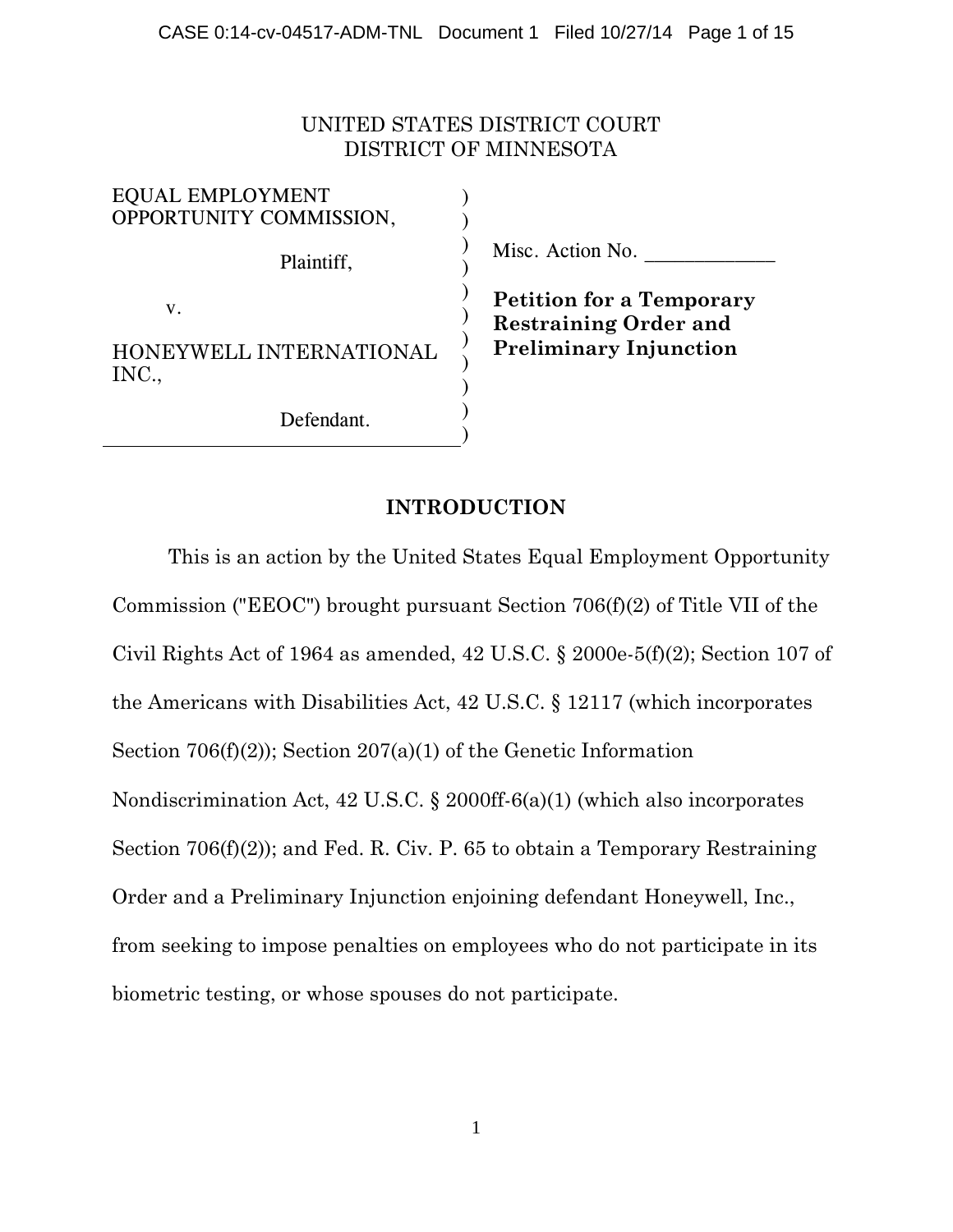UNITED STATES DISTRICT COURT
DISTRICT OF MINNESOTA

| | |
|---|---|
| EQUAL EMPLOYMENT OPPORTUNITY COMMISSION,<br><br>Plaintiff,<br><br>v.<br><br>HONEYWELL INTERNATIONAL INC.,<br><br>Defendant. | Misc. Action No. \_\_\_\_\_\_\_\_\_\_\_\_<br><br>**Petition for a Temporary Restraining Order and Preliminary Injunction** |

## INTRODUCTION

This is an action by the United States Equal Employment Opportunity Commission ("EEOC") brought pursuant Section 706(f)(2) of Title VII of the Civil Rights Act of 1964 as amended, 42 U.S.C. § 2000e-5(f)(2); Section 107 of the Americans with Disabilities Act, 42 U.S.C. § 12117 (which incorporates Section 706(f)(2)); Section 207(a)(1) of the Genetic Information Nondiscrimination Act, 42 U.S.C. § 2000ff-6(a)(1) (which also incorporates Section 706(f)(2)); and Fed. R. Civ. P. 65 to obtain a Temporary Restraining Order and a Preliminary Injunction enjoining defendant Honeywell, Inc., from seeking to impose penalties on employees who do not participate in its biometric testing, or whose spouses do not participate.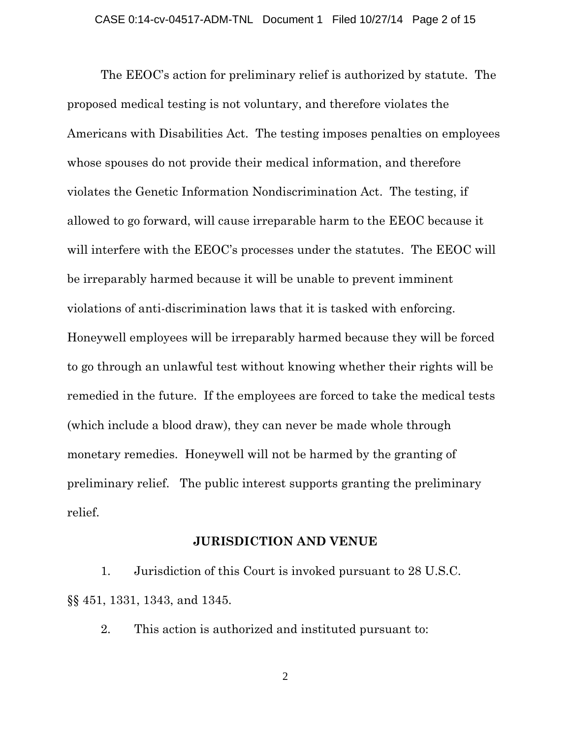The EEOC's action for preliminary relief is authorized by statute. The proposed medical testing is not voluntary, and therefore violates the Americans with Disabilities Act. The testing imposes penalties on employees whose spouses do not provide their medical information, and therefore violates the Genetic Information Nondiscrimination Act. The testing, if allowed to go forward, will cause irreparable harm to the EEOC because it will interfere with the EEOC's processes under the statutes. The EEOC will be irreparably harmed because it will be unable to prevent imminent violations of anti-discrimination laws that it is tasked with enforcing. Honeywell employees will be irreparably harmed because they will be forced to go through an unlawful test without knowing whether their rights will be remedied in the future. If the employees are forced to take the medical tests (which include a blood draw), they can never be made whole through monetary remedies. Honeywell will not be harmed by the granting of preliminary relief. The public interest supports granting the preliminary relief.

## JURISDICTION AND VENUE

1. Jurisdiction of this Court is invoked pursuant to 28 U.S.C. §§ 451, 1331, 1343, and 1345.

2. This action is authorized and instituted pursuant to: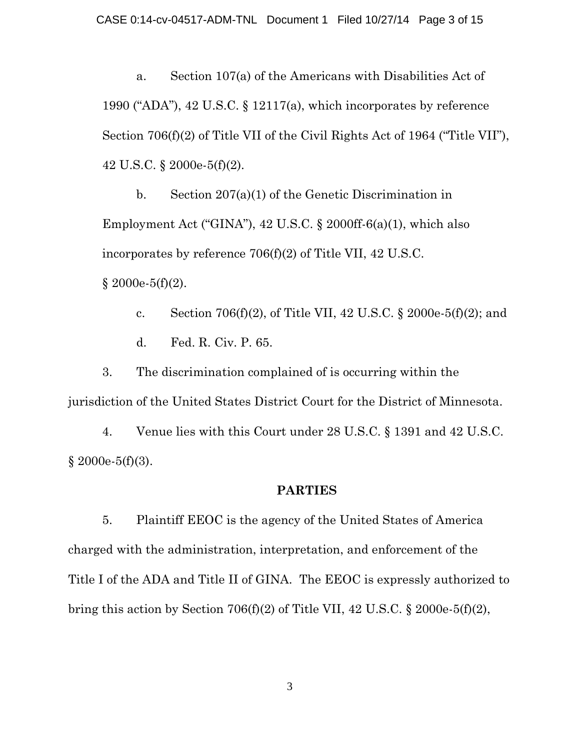a. Section 107(a) of the Americans with Disabilities Act of 1990 ("ADA"), 42 U.S.C. § 12117(a), which incorporates by reference Section 706(f)(2) of Title VII of the Civil Rights Act of 1964 ("Title VII"), 42 U.S.C. § 2000e-5(f)(2).

b. Section 207(a)(1) of the Genetic Discrimination in Employment Act ("GINA"), 42 U.S.C. § 2000ff-6(a)(1), which also incorporates by reference 706(f)(2) of Title VII, 42 U.S.C. § 2000e-5(f)(2).

c. Section 706(f)(2), of Title VII, 42 U.S.C. § 2000e-5(f)(2); and

d. Fed. R. Civ. P. 65.

3. The discrimination complained of is occurring within the jurisdiction of the United States District Court for the District of Minnesota.

4. Venue lies with this Court under 28 U.S.C. § 1391 and 42 U.S.C. § 2000e-5(f)(3).

## PARTIES

5. Plaintiff EEOC is the agency of the United States of America charged with the administration, interpretation, and enforcement of the Title I of the ADA and Title II of GINA. The EEOC is expressly authorized to bring this action by Section 706(f)(2) of Title VII, 42 U.S.C. § 2000e-5(f)(2),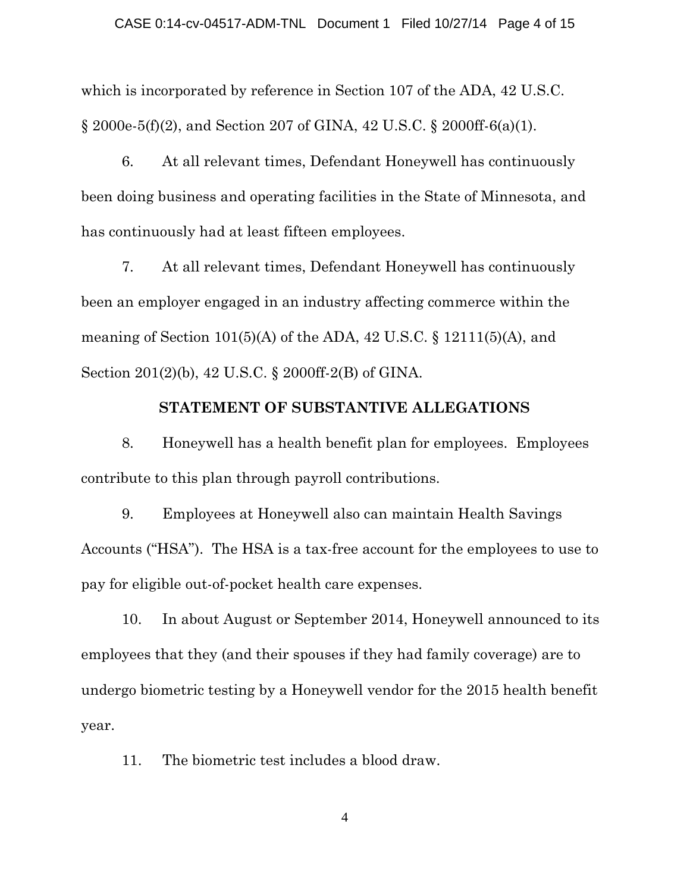which is incorporated by reference in Section 107 of the ADA, 42 U.S.C. § 2000e-5(f)(2), and Section 207 of GINA, 42 U.S.C. § 2000ff-6(a)(1).

6. At all relevant times, Defendant Honeywell has continuously been doing business and operating facilities in the State of Minnesota, and has continuously had at least fifteen employees.

7. At all relevant times, Defendant Honeywell has continuously been an employer engaged in an industry affecting commerce within the meaning of Section 101(5)(A) of the ADA, 42 U.S.C. § 12111(5)(A), and Section 201(2)(b), 42 U.S.C. § 2000ff-2(B) of GINA.

## STATEMENT OF SUBSTANTIVE ALLEGATIONS

8. Honeywell has a health benefit plan for employees. Employees contribute to this plan through payroll contributions.

9. Employees at Honeywell also can maintain Health Savings Accounts ("HSA"). The HSA is a tax-free account for the employees to use to pay for eligible out-of-pocket health care expenses.

10. In about August or September 2014, Honeywell announced to its employees that they (and their spouses if they had family coverage) are to undergo biometric testing by a Honeywell vendor for the 2015 health benefit year.

11. The biometric test includes a blood draw.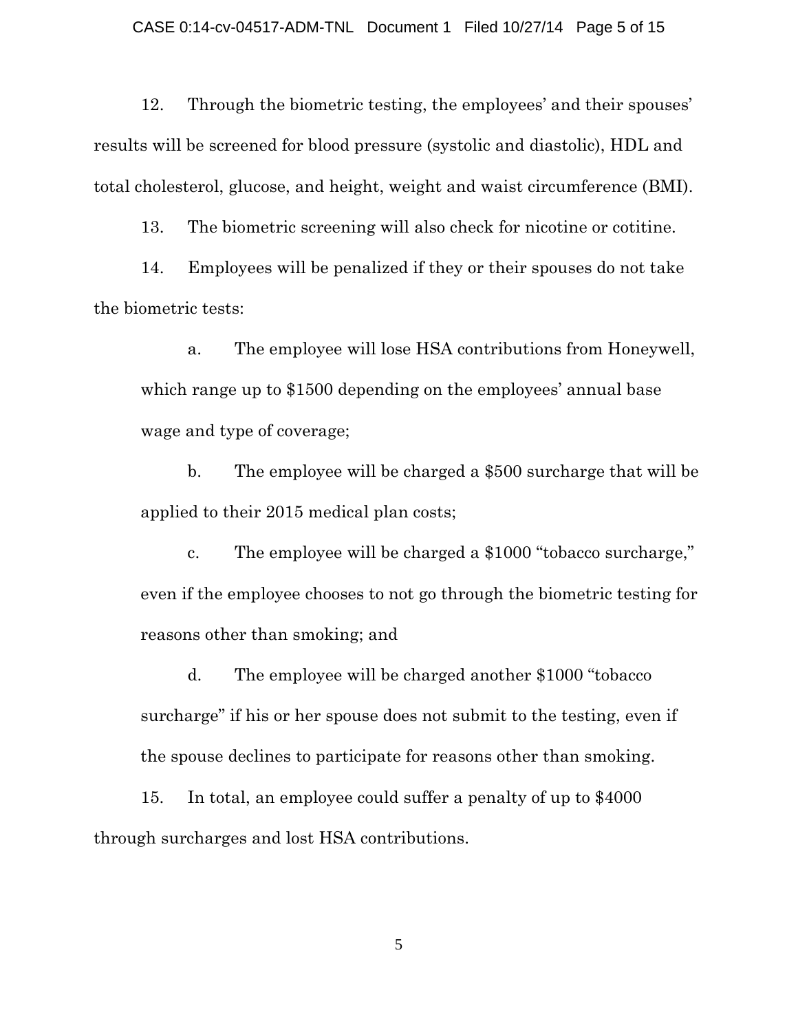12. Through the biometric testing, the employees' and their spouses' results will be screened for blood pressure (systolic and diastolic), HDL and total cholesterol, glucose, and height, weight and waist circumference (BMI).

13. The biometric screening will also check for nicotine or cotitine.

14. Employees will be penalized if they or their spouses do not take the biometric tests:

   a. The employee will lose HSA contributions from Honeywell, which range up to $1500 depending on the employees' annual base wage and type of coverage;

   b. The employee will be charged a $500 surcharge that will be applied to their 2015 medical plan costs;

   c. The employee will be charged a $1000 "tobacco surcharge," even if the employee chooses to not go through the biometric testing for reasons other than smoking; and

   d. The employee will be charged another $1000 "tobacco surcharge" if his or her spouse does not submit to the testing, even if the spouse declines to participate for reasons other than smoking.

15. In total, an employee could suffer a penalty of up to $4000 through surcharges and lost HSA contributions.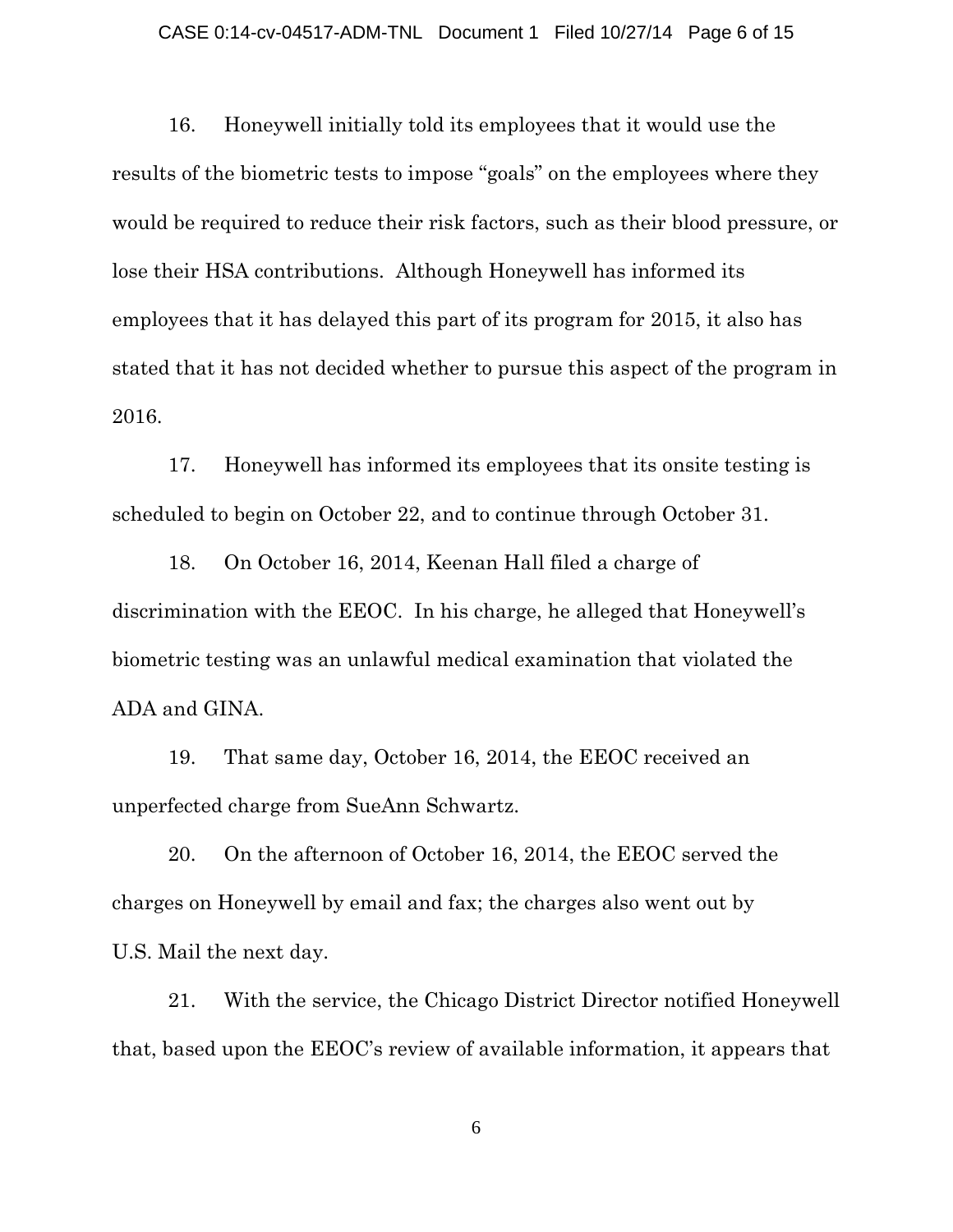16. Honeywell initially told its employees that it would use the results of the biometric tests to impose "goals" on the employees where they would be required to reduce their risk factors, such as their blood pressure, or lose their HSA contributions. Although Honeywell has informed its employees that it has delayed this part of its program for 2015, it also has stated that it has not decided whether to pursue this aspect of the program in 2016.

17. Honeywell has informed its employees that its onsite testing is scheduled to begin on October 22, and to continue through October 31.

18. On October 16, 2014, Keenan Hall filed a charge of discrimination with the EEOC. In his charge, he alleged that Honeywell's biometric testing was an unlawful medical examination that violated the ADA and GINA.

19. That same day, October 16, 2014, the EEOC received an unperfected charge from SueAnn Schwartz.

20. On the afternoon of October 16, 2014, the EEOC served the charges on Honeywell by email and fax; the charges also went out by U.S. Mail the next day.

21. With the service, the Chicago District Director notified Honeywell that, based upon the EEOC's review of available information, it appears that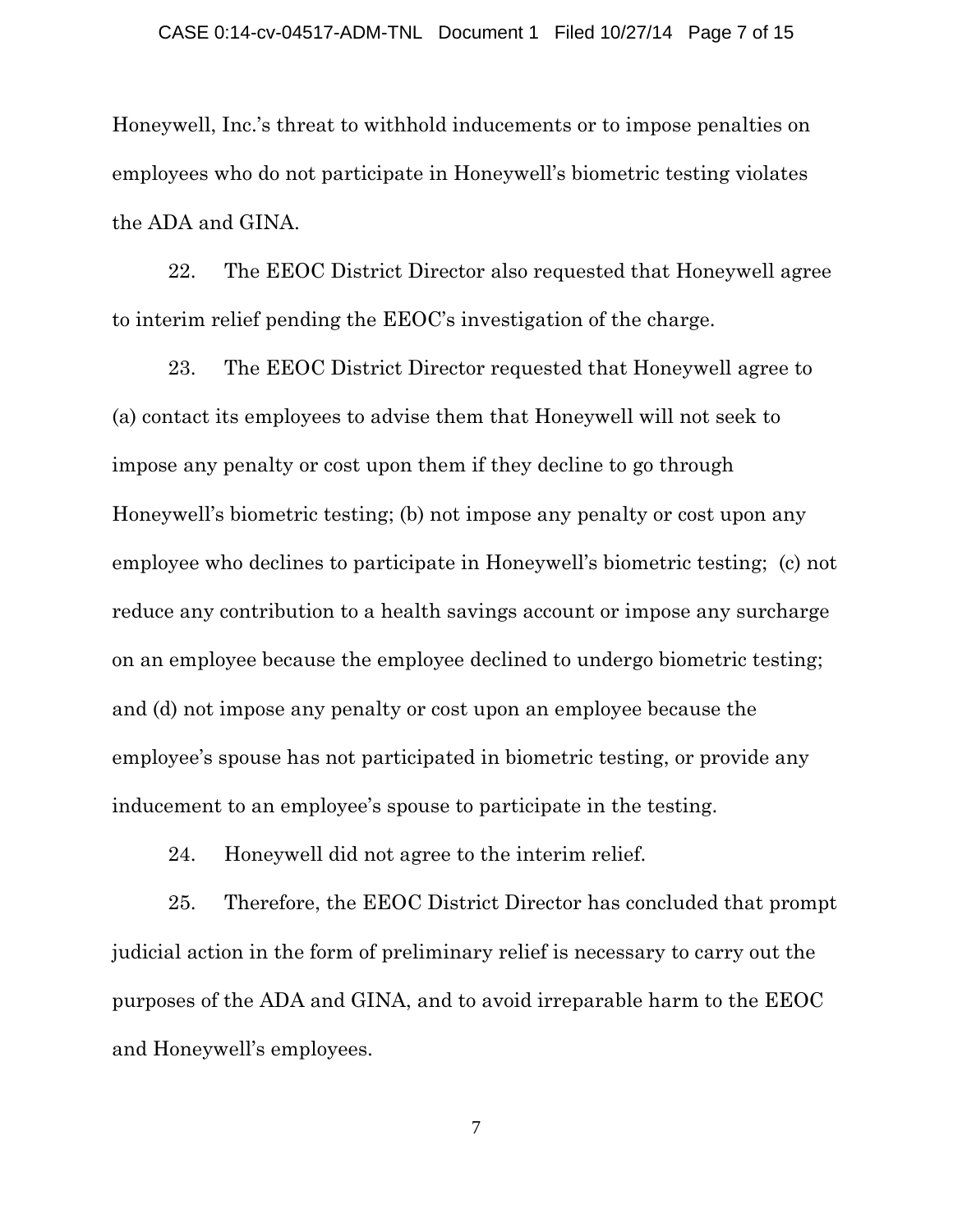Honeywell, Inc.'s threat to withhold inducements or to impose penalties on employees who do not participate in Honeywell's biometric testing violates the ADA and GINA.

22. The EEOC District Director also requested that Honeywell agree to interim relief pending the EEOC's investigation of the charge.

23. The EEOC District Director requested that Honeywell agree to (a) contact its employees to advise them that Honeywell will not seek to impose any penalty or cost upon them if they decline to go through Honeywell's biometric testing; (b) not impose any penalty or cost upon any employee who declines to participate in Honeywell's biometric testing; (c) not reduce any contribution to a health savings account or impose any surcharge on an employee because the employee declined to undergo biometric testing; and (d) not impose any penalty or cost upon an employee because the employee's spouse has not participated in biometric testing, or provide any inducement to an employee's spouse to participate in the testing.

24. Honeywell did not agree to the interim relief.

25. Therefore, the EEOC District Director has concluded that prompt judicial action in the form of preliminary relief is necessary to carry out the purposes of the ADA and GINA, and to avoid irreparable harm to the EEOC and Honeywell's employees.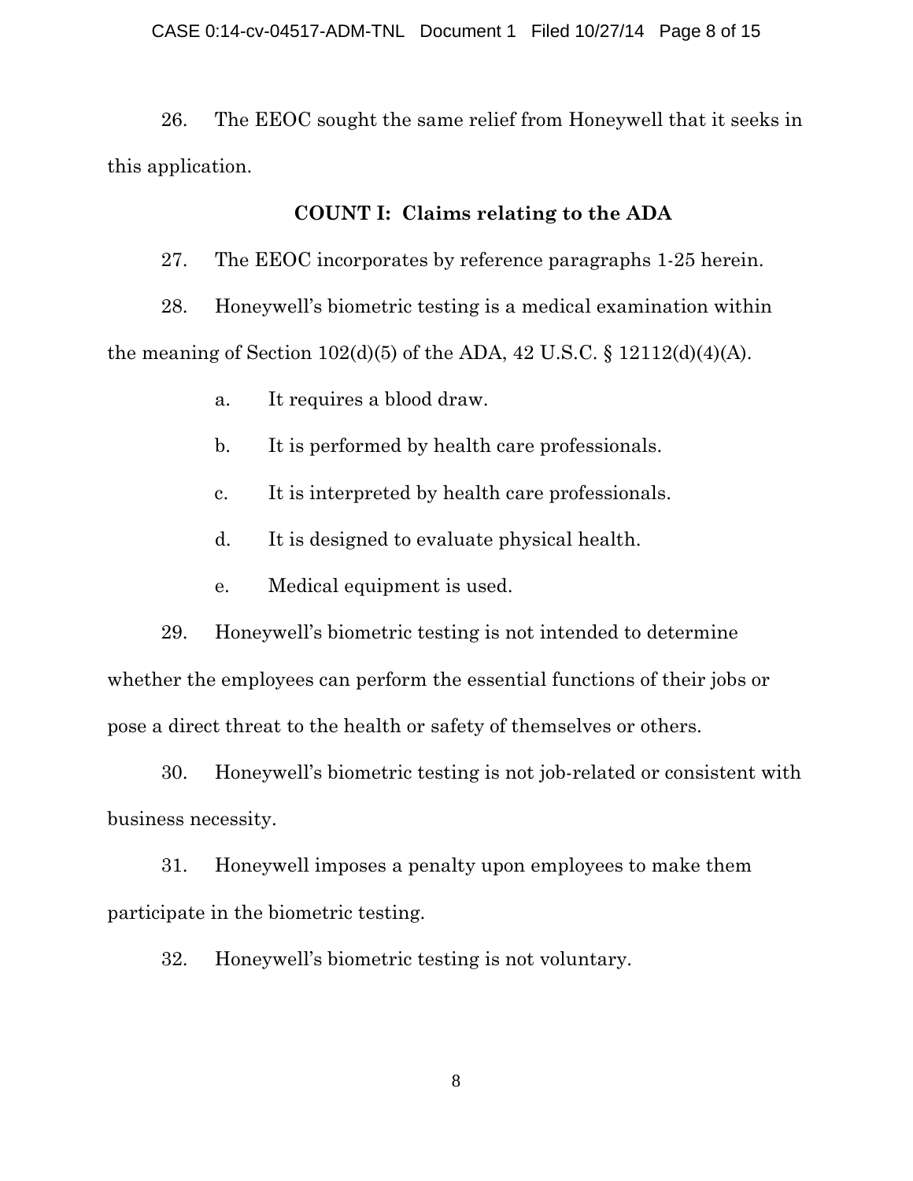26. The EEOC sought the same relief from Honeywell that it seeks in this application.

**COUNT I: Claims relating to the ADA**

27. The EEOC incorporates by reference paragraphs 1-25 herein.

28. Honeywell's biometric testing is a medical examination within the meaning of Section 102(d)(5) of the ADA, 42 U.S.C. § 12112(d)(4)(A).

a. It requires a blood draw.

b. It is performed by health care professionals.

c. It is interpreted by health care professionals.

d. It is designed to evaluate physical health.

e. Medical equipment is used.

29. Honeywell's biometric testing is not intended to determine whether the employees can perform the essential functions of their jobs or pose a direct threat to the health or safety of themselves or others.

30. Honeywell's biometric testing is not job-related or consistent with business necessity.

31. Honeywell imposes a penalty upon employees to make them participate in the biometric testing.

32. Honeywell's biometric testing is not voluntary.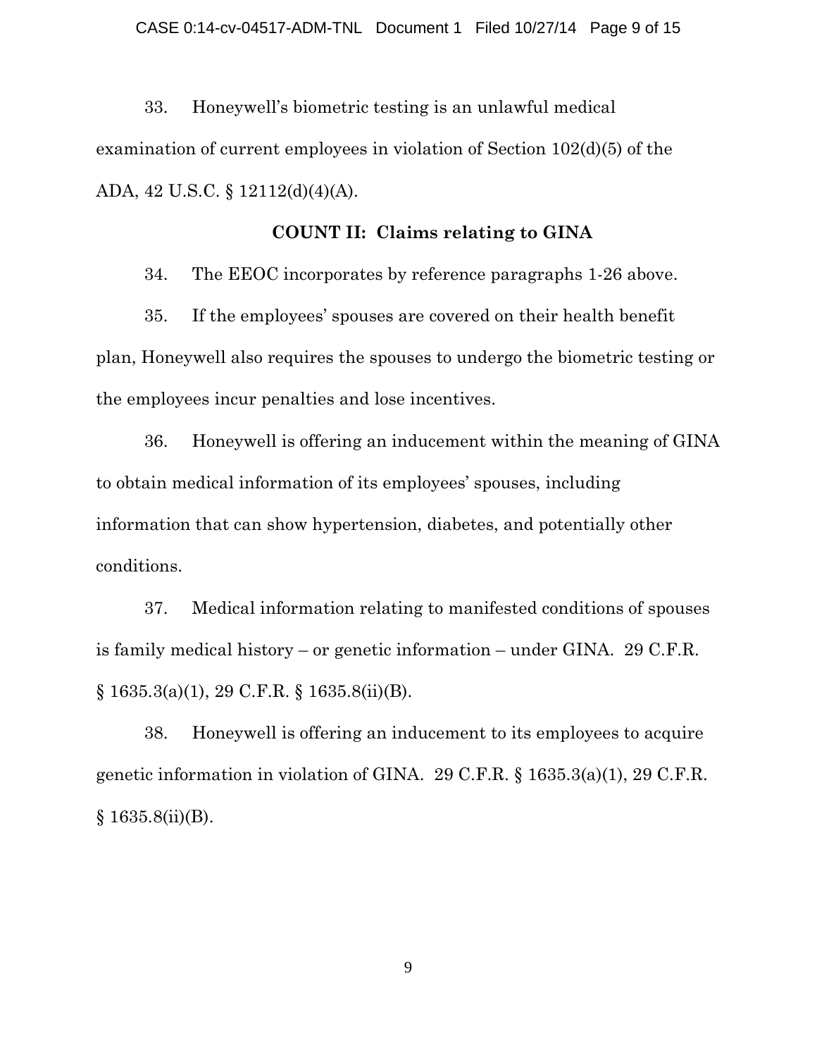33. Honeywell's biometric testing is an unlawful medical examination of current employees in violation of Section 102(d)(5) of the ADA, 42 U.S.C. § 12112(d)(4)(A).

**COUNT II: Claims relating to GINA**

34. The EEOC incorporates by reference paragraphs 1-26 above.

35. If the employees' spouses are covered on their health benefit plan, Honeywell also requires the spouses to undergo the biometric testing or the employees incur penalties and lose incentives.

36. Honeywell is offering an inducement within the meaning of GINA to obtain medical information of its employees' spouses, including information that can show hypertension, diabetes, and potentially other conditions.

37. Medical information relating to manifested conditions of spouses is family medical history – or genetic information – under GINA. 29 C.F.R. § 1635.3(a)(1), 29 C.F.R. § 1635.8(ii)(B).

38. Honeywell is offering an inducement to its employees to acquire genetic information in violation of GINA. 29 C.F.R. § 1635.3(a)(1), 29 C.F.R. § 1635.8(ii)(B).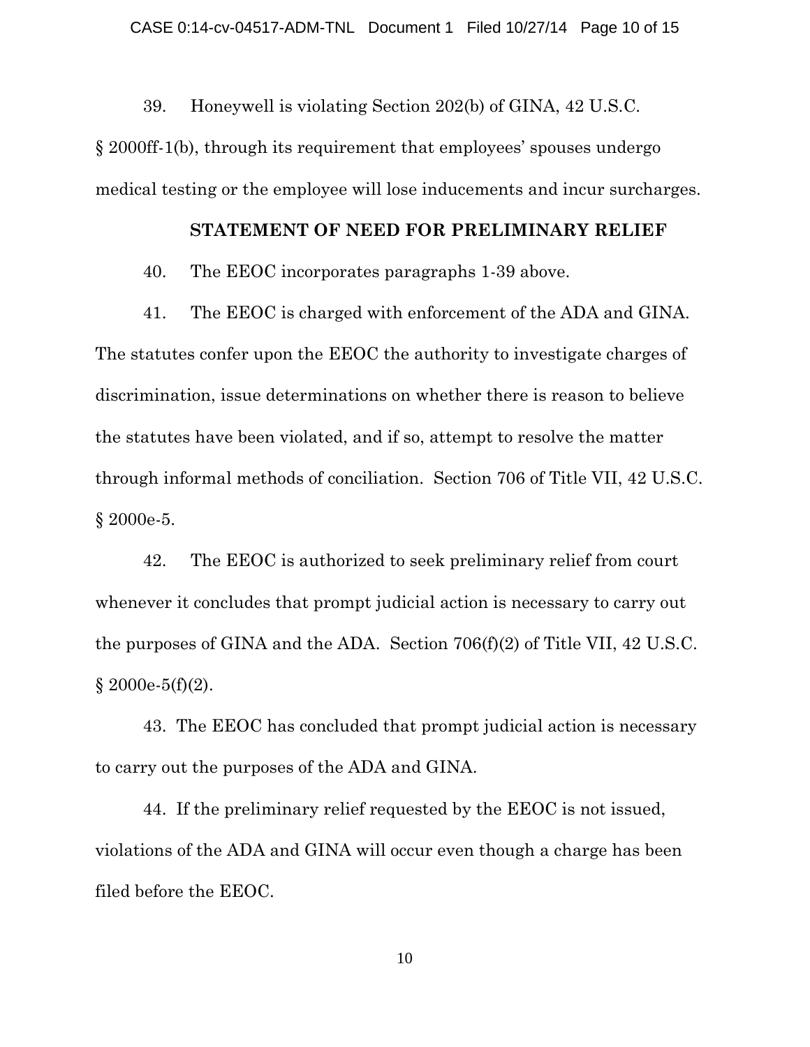39. Honeywell is violating Section 202(b) of GINA, 42 U.S.C. § 2000ff-1(b), through its requirement that employees' spouses undergo medical testing or the employee will lose inducements and incur surcharges.

## STATEMENT OF NEED FOR PRELIMINARY RELIEF

40. The EEOC incorporates paragraphs 1-39 above.

41. The EEOC is charged with enforcement of the ADA and GINA. The statutes confer upon the EEOC the authority to investigate charges of discrimination, issue determinations on whether there is reason to believe the statutes have been violated, and if so, attempt to resolve the matter through informal methods of conciliation. Section 706 of Title VII, 42 U.S.C. § 2000e-5.

42. The EEOC is authorized to seek preliminary relief from court whenever it concludes that prompt judicial action is necessary to carry out the purposes of GINA and the ADA. Section 706(f)(2) of Title VII, 42 U.S.C. § 2000e-5(f)(2).

43. The EEOC has concluded that prompt judicial action is necessary to carry out the purposes of the ADA and GINA.

44. If the preliminary relief requested by the EEOC is not issued, violations of the ADA and GINA will occur even though a charge has been filed before the EEOC.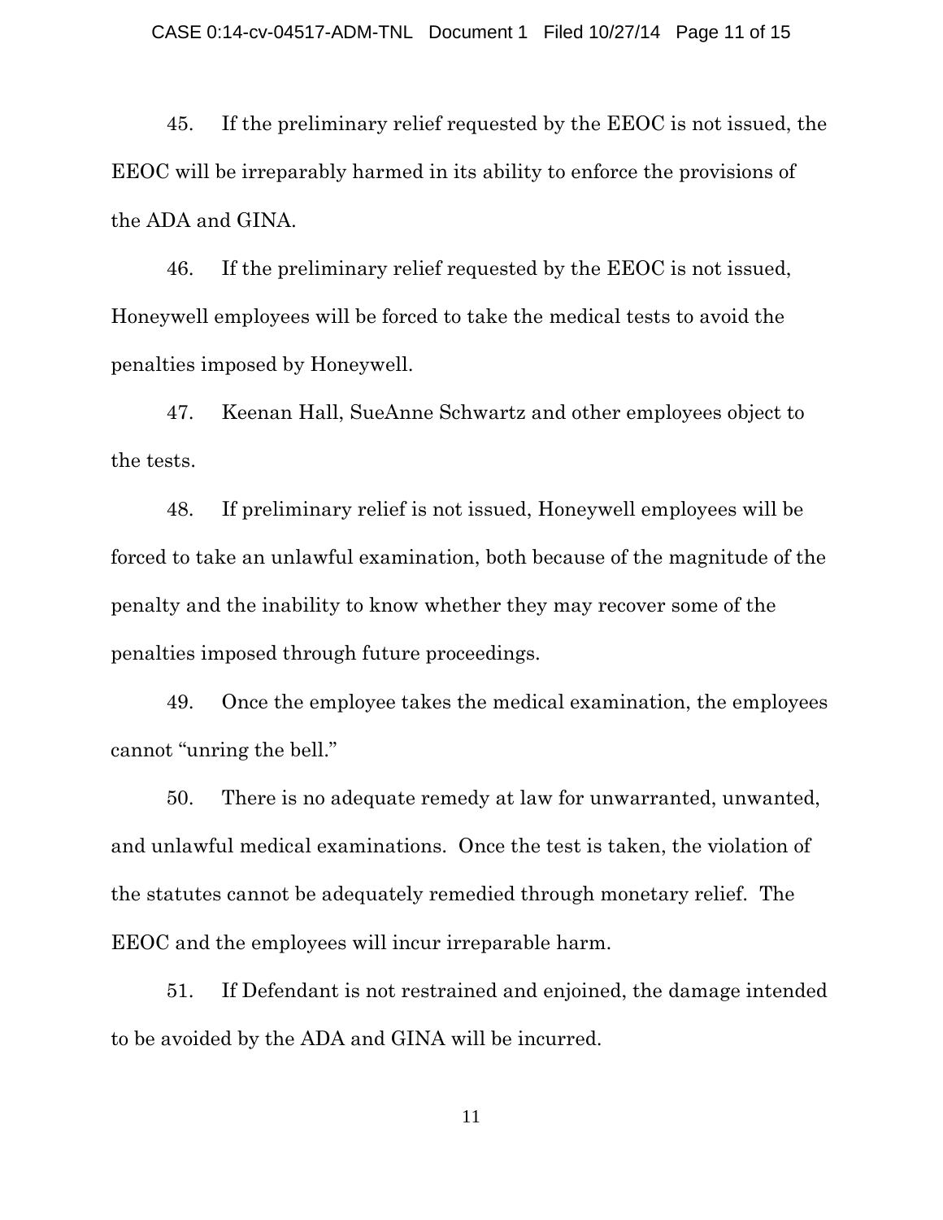45. If the preliminary relief requested by the EEOC is not issued, the EEOC will be irreparably harmed in its ability to enforce the provisions of the ADA and GINA.

46. If the preliminary relief requested by the EEOC is not issued, Honeywell employees will be forced to take the medical tests to avoid the penalties imposed by Honeywell.

47. Keenan Hall, SueAnne Schwartz and other employees object to the tests.

48. If preliminary relief is not issued, Honeywell employees will be forced to take an unlawful examination, both because of the magnitude of the penalty and the inability to know whether they may recover some of the penalties imposed through future proceedings.

49. Once the employee takes the medical examination, the employees cannot "unring the bell."

50. There is no adequate remedy at law for unwarranted, unwanted, and unlawful medical examinations. Once the test is taken, the violation of the statutes cannot be adequately remedied through monetary relief. The EEOC and the employees will incur irreparable harm.

51. If Defendant is not restrained and enjoined, the damage intended to be avoided by the ADA and GINA will be incurred.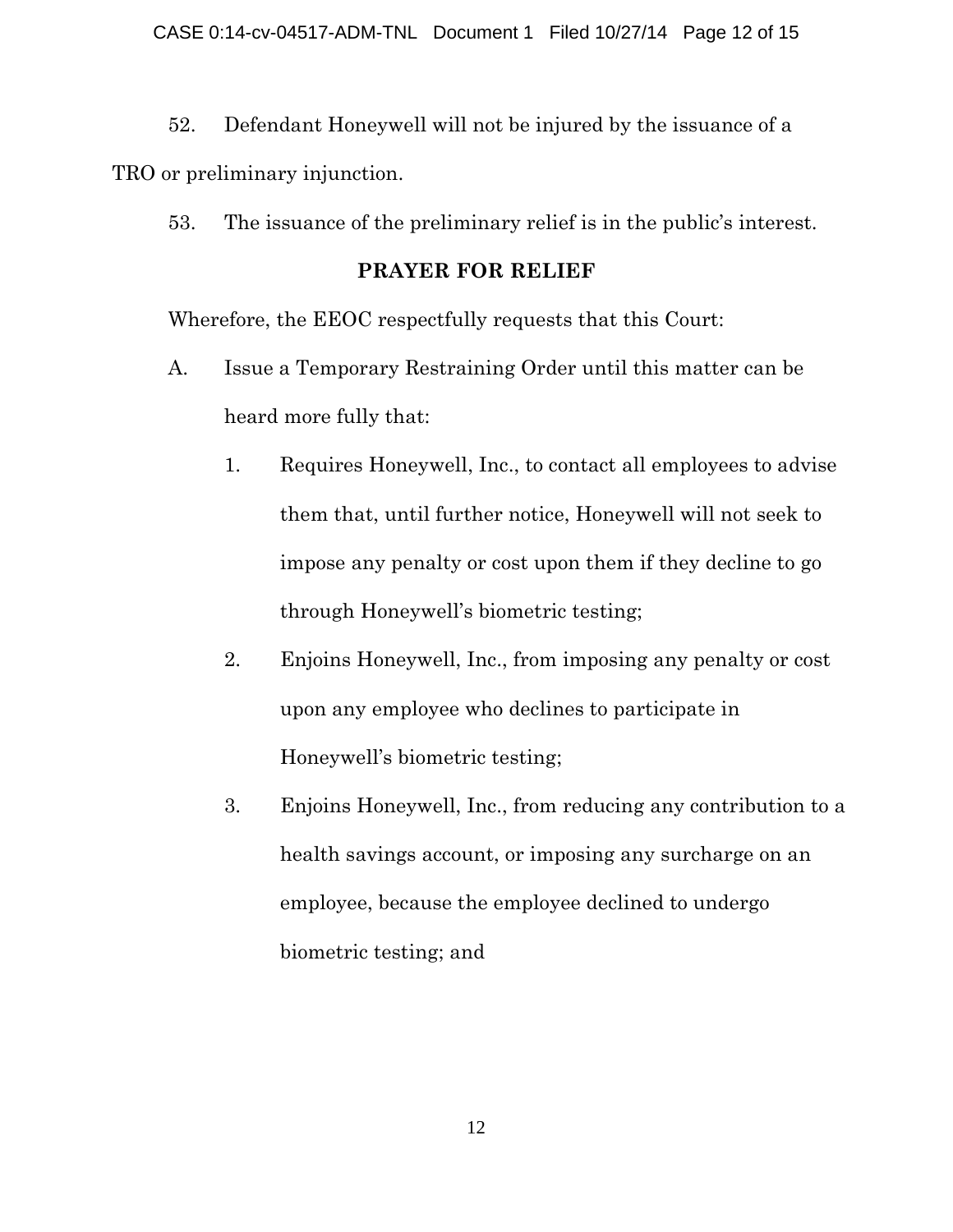52. Defendant Honeywell will not be injured by the issuance of a TRO or preliminary injunction.

53. The issuance of the preliminary relief is in the public's interest.

## PRAYER FOR RELIEF

Wherefore, the EEOC respectfully requests that this Court:

A. Issue a Temporary Restraining Order until this matter can be heard more fully that:

   1. Requires Honeywell, Inc., to contact all employees to advise them that, until further notice, Honeywell will not seek to impose any penalty or cost upon them if they decline to go through Honeywell's biometric testing;

   2. Enjoins Honeywell, Inc., from imposing any penalty or cost upon any employee who declines to participate in Honeywell's biometric testing;

   3. Enjoins Honeywell, Inc., from reducing any contribution to a health savings account, or imposing any surcharge on an employee, because the employee declined to undergo biometric testing; and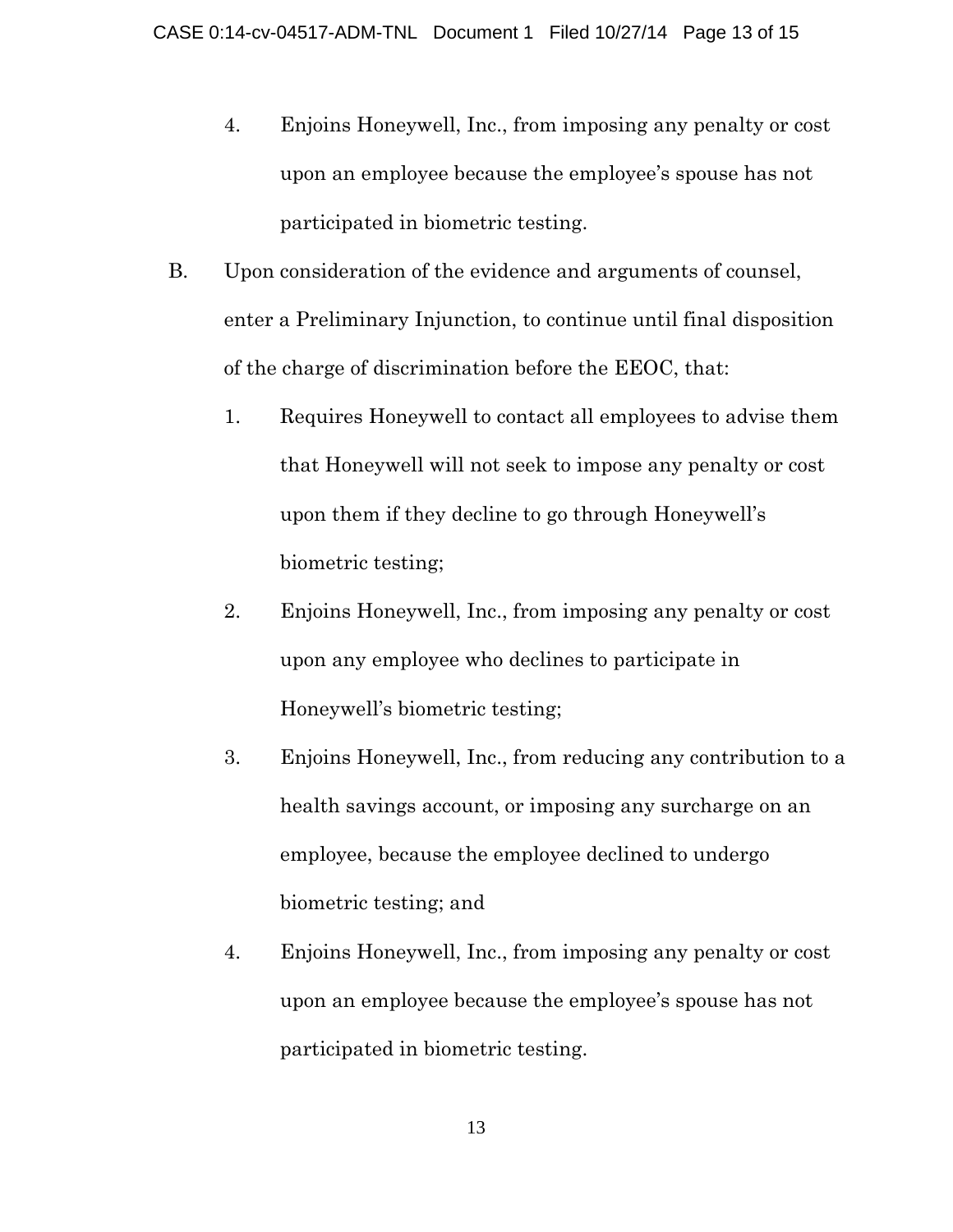4. Enjoins Honeywell, Inc., from imposing any penalty or cost upon an employee because the employee's spouse has not participated in biometric testing.

B. Upon consideration of the evidence and arguments of counsel, enter a Preliminary Injunction, to continue until final disposition of the charge of discrimination before the EEOC, that:

   1. Requires Honeywell to contact all employees to advise them that Honeywell will not seek to impose any penalty or cost upon them if they decline to go through Honeywell's biometric testing;

   2. Enjoins Honeywell, Inc., from imposing any penalty or cost upon any employee who declines to participate in Honeywell's biometric testing;

   3. Enjoins Honeywell, Inc., from reducing any contribution to a health savings account, or imposing any surcharge on an employee, because the employee declined to undergo biometric testing; and

   4. Enjoins Honeywell, Inc., from imposing any penalty or cost upon an employee because the employee's spouse has not participated in biometric testing.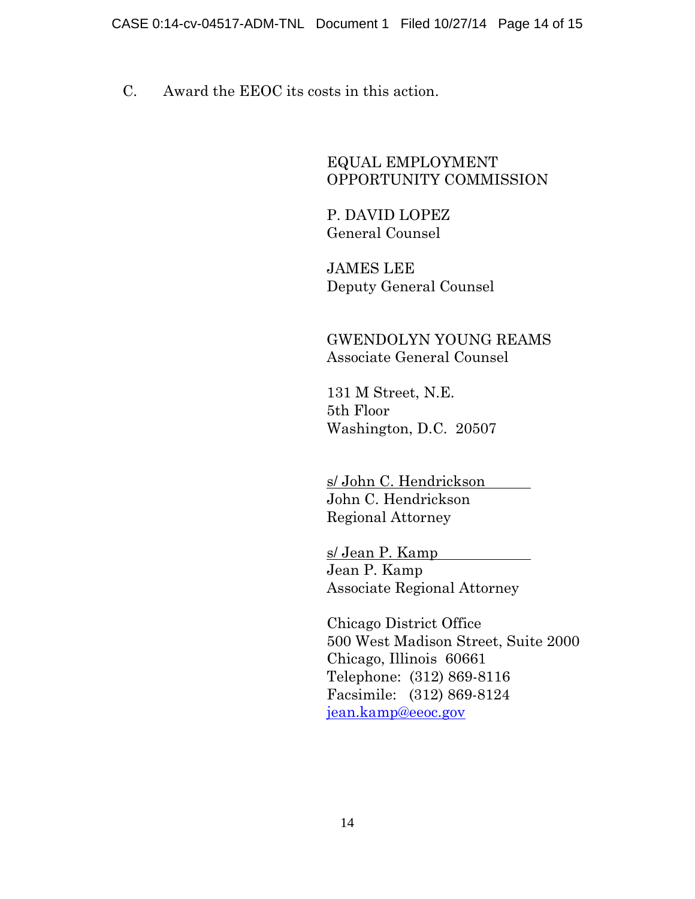C. Award the EEOC its costs in this action.

EQUAL EMPLOYMENT
OPPORTUNITY COMMISSION

P. DAVID LOPEZ
General Counsel

JAMES LEE
Deputy General Counsel

GWENDOLYN YOUNG REAMS
Associate General Counsel

131 M Street, N.E.
5th Floor
Washington, D.C. 20507

s/ John C. Hendrickson
John C. Hendrickson
Regional Attorney

s/ Jean P. Kamp
Jean P. Kamp
Associate Regional Attorney

Chicago District Office
500 West Madison Street, Suite 2000
Chicago, Illinois 60661
Telephone: (312) 869-8116
Facsimile: (312) 869-8124
jean.kamp@eeoc.gov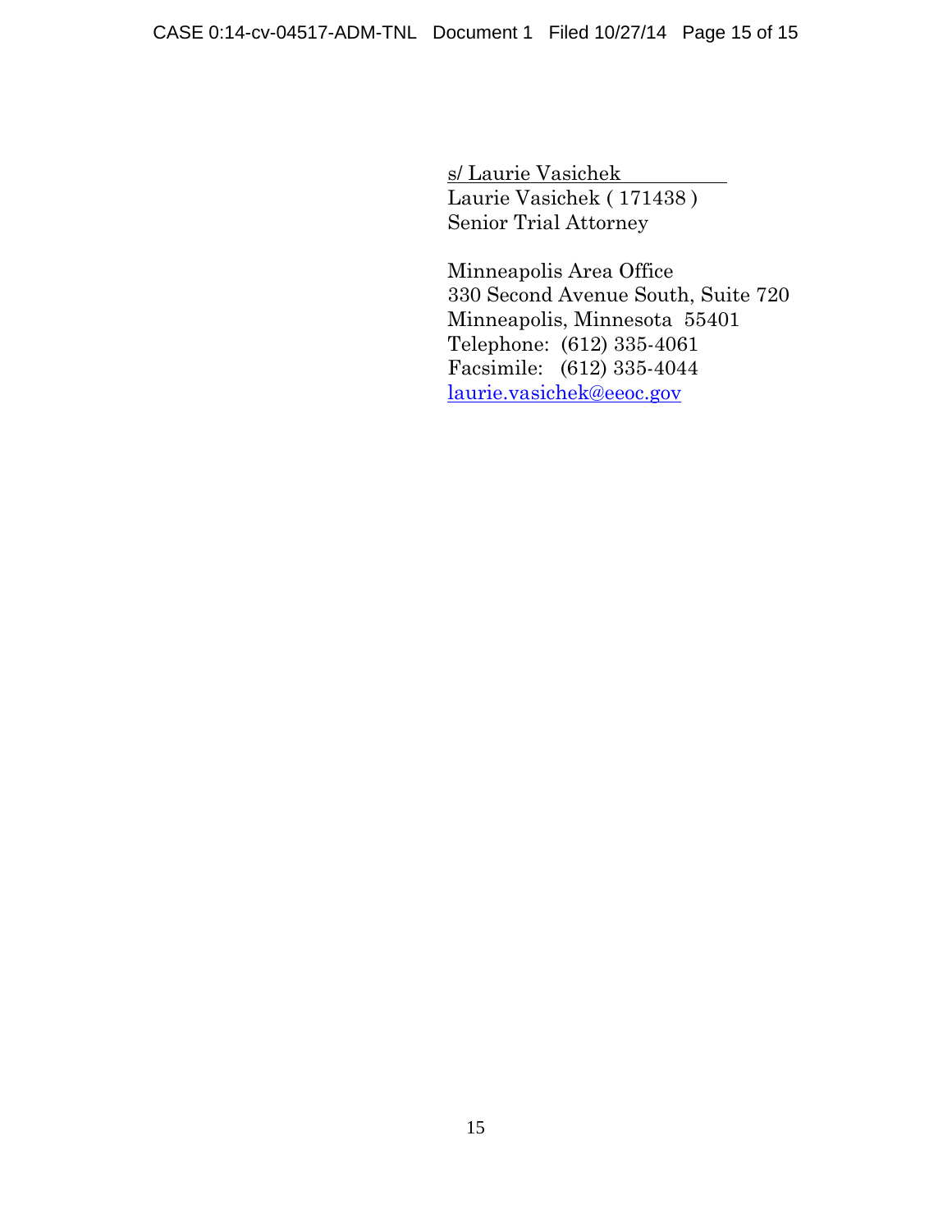s/ Laurie Vasichek
Laurie Vasichek ( 171438 )
Senior Trial Attorney

Minneapolis Area Office
330 Second Avenue South, Suite 720
Minneapolis, Minnesota 55401
Telephone: (612) 335-4061
Facsimile: (612) 335-4044
laurie.vasichek@eeoc.gov